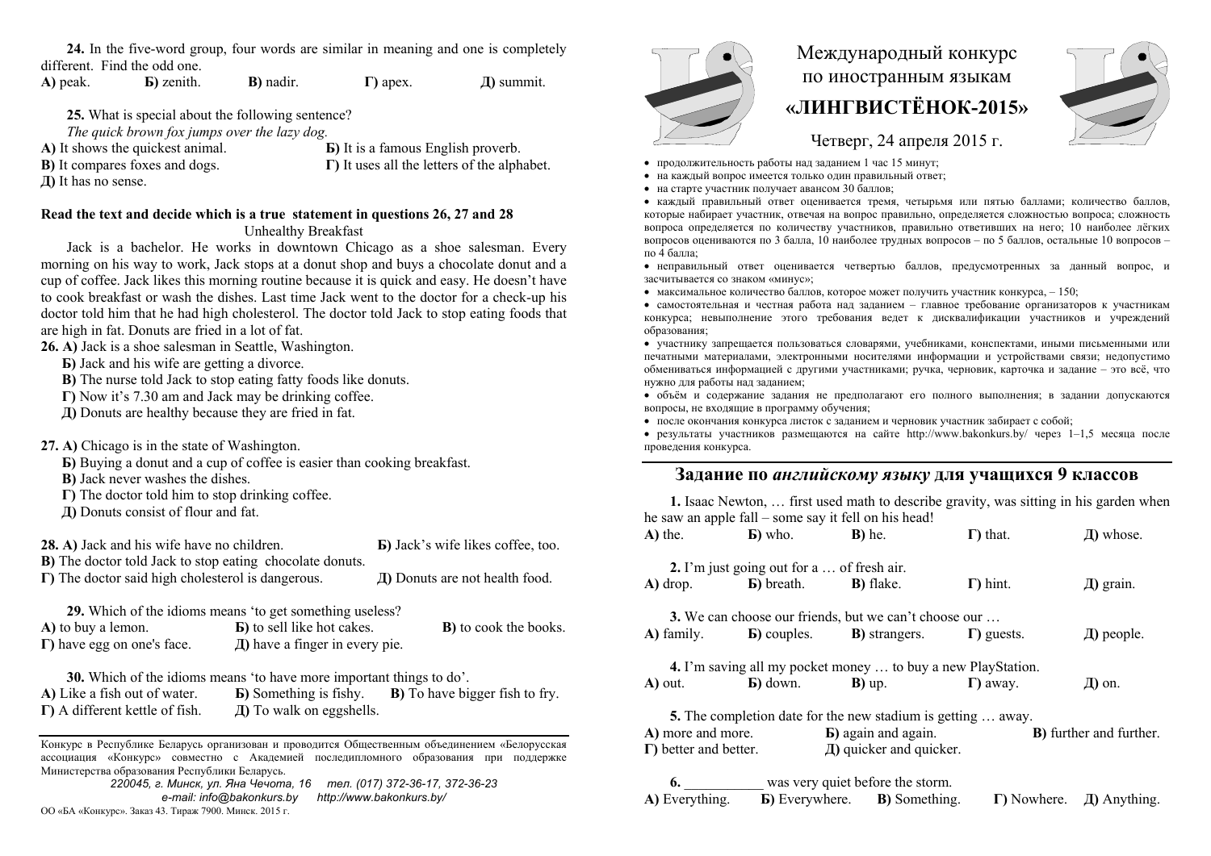24. In the five-word group, four words are similar in meaning and one is completely different. Find the odd one.

**А)** peak. **Б)** zenith. **В)** nadir. **Г)** apex. **Д)** summit.

25. What is special about the following sentence?

*The quick brown fox jumps over the lazy dog.*

**А)** It shows the quickest animal.
**Б)** It is a famous English proverb.
**В)** It compares foxes and dogs.
**Г)** It uses all the letters of the alphabet.
**Д)** It has no sense.

**Read the text and decide which is a true statement in questions 26, 27 and 28**

Unhealthy Breakfast

Jack is a bachelor. He works in downtown Chicago as a shoe salesman. Every morning on his way to work, Jack stops at a donut shop and buys a chocolate donut and a cup of coffee. Jack likes this morning routine because it is quick and easy. He doesn't have to cook breakfast or wash the dishes. Last time Jack went to the doctor for a check-up his doctor told him that he had high cholesterol. The doctor told Jack to stop eating foods that are high in fat. Donuts are fried in a lot of fat.

26. **А)** Jack is a shoe salesman in Seattle, Washington.
**Б)** Jack and his wife are getting a divorce.
**В)** The nurse told Jack to stop eating fatty foods like donuts.
**Г)** Now it's 7.30 am and Jack may be drinking coffee.
**Д)** Donuts are healthy because they are fried in fat.

27. **А)** Chicago is in the state of Washington.
**Б)** Buying a donut and a cup of coffee is easier than cooking breakfast.
**В)** Jack never washes the dishes.
**Г)** The doctor told him to stop drinking coffee.
**Д)** Donuts consist of flour and fat.

28. **А)** Jack and his wife have no children.
**Б)** Jack's wife likes coffee, too.
**В)** The doctor told Jack to stop eating chocolate donuts.
**Г)** The doctor said high cholesterol is dangerous.
**Д)** Donuts are not health food.

29. Which of the idioms means 'to get something useless?

**А)** to buy a lemon. **Б)** to sell like hot cakes. **В)** to cook the books.
**Г)** have egg on one's face. **Д)** have a finger in every pie.

30. Which of the idioms means 'to have more important things to do'.

**А)** Like a fish out of water. **Б)** Something is fishy. **В)** To have bigger fish to fry.
**Г)** A different kettle of fish. **Д)** To walk on eggshells.

Конкурс в Республике Беларусь организован и проводится Общественным объединением «Белорусская ассоциация «Конкурс» совместно с Академией последипломного образования при поддержке Министерства образования Республики Беларусь.

*220045, г. Минск, ул. Яна Чечота, 16 тел. (017) 372-36-17, 372-36-23*
*e-mail: info@bakonkurs.by http://www.bakonkurs.by/*

ОО «БА «Конкурс». Заказ 43. Тираж 7900. Минск. 2015 г.

# Международный конкурс по иностранным языкам «ЛИНГВИСТЁНОК-2015»

Четверг, 24 апреля 2015 г.

- продолжительность работы над заданием 1 час 15 минут;
- на каждый вопрос имеется только один правильный ответ;
- на старте участник получает авансом 30 баллов;
- каждый правильный ответ оценивается тремя, четырьмя или пятью баллами; количество баллов, которые набирает участник, отвечая на вопрос правильно, определяется сложностью вопроса; сложность вопроса определяется по количеству участников, правильно ответивших на него; 10 наиболее лёгких вопросов оцениваются по 3 балла, 10 наиболее трудных вопросов – по 5 баллов, остальные 10 вопросов – по 4 балла;
- неправильный ответ оценивается четвертью баллов, предусмотренных за данный вопрос, и засчитывается со знаком «минус»;
- максимальное количество баллов, которое может получить участник конкурса, – 150;
- самостоятельная и честная работа над заданием – главное требование организаторов к участникам конкурса; невыполнение этого требования ведет к дисквалификации участников и учреждений образования;
- участнику запрещается пользоваться словарями, учебниками, конспектами, иными письменными или печатными материалами, электронными носителями информации и устройствами связи; недопустимо обмениваться информацией с другими участниками; ручка, черновик, карточка и задание – это всё, что нужно для работы над заданием;
- объём и содержание задания не предполагают его полного выполнения; в задании допускаются вопросы, не входящие в программу обучения;
- после окончания конкурса листок с заданием и черновик участник забирает с собой;
- результаты участников размещаются на сайте http://www.bakonkurs.by/ через 1–1,5 месяца после проведения конкурса.

## Задание по *английскому языку* для учащихся 9 классов

1. Isaac Newton, … first used math to describe gravity, was sitting in his garden when he saw an apple fall – some say it fell on his head!

**А)** the. **Б)** who. **В)** he. **Г)** that. **Д)** whose.

2. I'm just going out for a … of fresh air.

**А)** drop. **Б)** breath. **В)** flake. **Г)** hint. **Д)** grain.

3. We can choose our friends, but we can't choose our …

**А)** family. **Б)** couples. **В)** strangers. **Г)** guests. **Д)** people.

4. I'm saving all my pocket money … to buy a new PlayStation.

**А)** out. **Б)** down. **В)** up. **Г)** away. **Д)** on.

5. The completion date for the new stadium is getting … away.

**А)** more and more. **Б)** again and again. **В)** further and further.
**Г)** better and better. **Д)** quicker and quicker.

6. ___________ was very quiet before the storm.

**А)** Everything. **Б)** Everywhere. **В)** Something. **Г)** Nowhere. **Д)** Anything.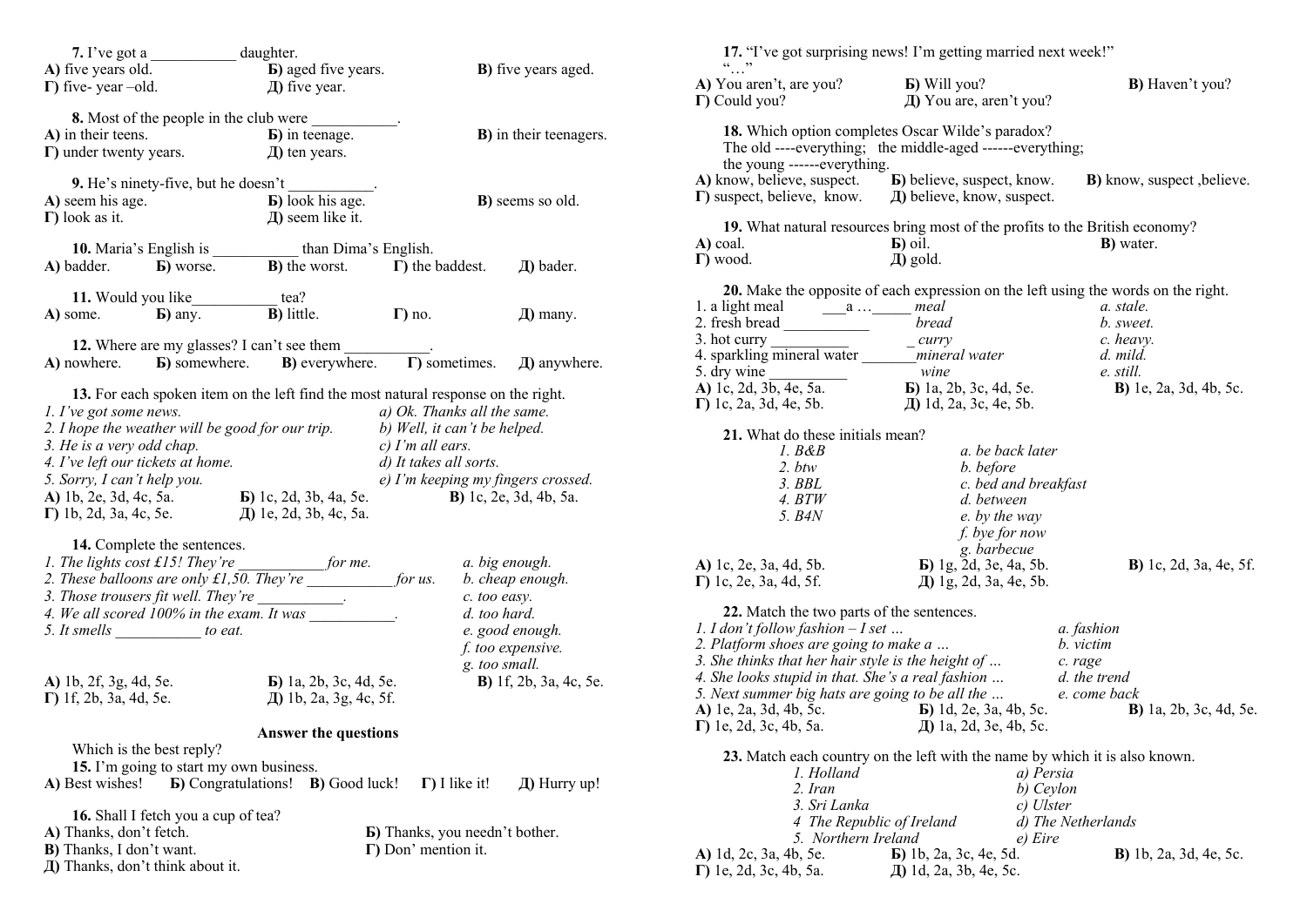**7.** I've got a ___________ daughter.

**А)** five years old. **Б)** aged five years. **В)** five years aged.
**Г)** five- year –old. **Д)** five year.

**8.** Most of the people in the club were ___________.

**А)** in their teens. **Б)** in teenage. **В)** in their teenagers.
**Г)** under twenty years. **Д)** ten years.

**9.** He's ninety-five, but he doesn't ___________.

**А)** seem his age. **Б)** look his age. **В)** seems so old.
**Г)** look as it. **Д)** seem like it.

**10.** Maria's English is ___________ than Dima's English.

**А)** badder. **Б)** worse. **В)** the worst. **Г)** the baddest. **Д)** bader.

**11.** Would you like___________ tea?

**А)** some. **Б)** any. **В)** little. **Г)** no. **Д)** many.

**12.** Where are my glasses? I can't see them ___________.

**А)** nowhere. **Б)** somewhere. **В)** everywhere. **Г)** sometimes. **Д)** anywhere.

**13.** For each spoken item on the left find the most natural response on the right.

*1. I've got some news.* — *a) Ok. Thanks all the same.*
*2. I hope the weather will be good for our trip.* — *b) Well, it can't be helped.*
*3. He is a very odd chap.* — *c) I'm all ears.*
*4. I've left our tickets at home.* — *d) It takes all sorts.*
*5. Sorry, I can't help you.* — *e) I'm keeping my fingers crossed.*

**А)** 1b, 2e, 3d, 4c, 5a. **Б)** 1c, 2d, 3b, 4a, 5e. **В)** 1c, 2e, 3d, 4b, 5a.
**Г)** 1b, 2d, 3a, 4c, 5e. **Д)** 1e, 2d, 3b, 4c, 5a.

**14.** Complete the sentences.

*1. The lights cost £15! They're ___________ for me.* — *a. big enough.*
*2. These balloons are only £1,50. They're ___________ for us.* — *b. cheap enough.*
*3. Those trousers fit well. They're ___________.* — *c. too easy.*
*4. We all scored 100% in the exam. It was ___________.* — *d. too hard.*
*5. It smells ___________ to eat.* — *e. good enough.*
*f. too expensive.*
*g. too small.*

**А)** 1b, 2f, 3g, 4d, 5e. **Б)** 1a, 2b, 3c, 4d, 5e. **В)** 1f, 2b, 3a, 4c, 5e.
**Г)** 1f, 2b, 3a, 4d, 5e. **Д)** 1b, 2a, 3g, 4c, 5f.

## Answer the questions

Which is the best reply?

**15.** I'm going to start my own business.

**А)** Best wishes! **Б)** Congratulations! **В)** Good luck! **Г)** I like it! **Д)** Hurry up!

**16.** Shall I fetch you a cup of tea?

**А)** Thanks, don't fetch. **Б)** Thanks, you needn't bother.
**В)** Thanks, I don't want. **Г)** Don' mention it.
**Д)** Thanks, don't think about it.

**17.** "I've got surprising news! I'm getting married next week!"
"…"

**А)** You aren't, are you? **Б)** Will you? **В)** Haven't you?
**Г)** Could you? **Д)** You are, aren't you?

**18.** Which option completes Oscar Wilde's paradox?
The old ----everything; the middle-aged ------everything;
the young ------everything.

**А)** know, believe, suspect. **Б)** believe, suspect, know. **В)** know, suspect ,believe.
**Г)** suspect, believe, know. **Д)** believe, know, suspect.

**19.** What natural resources bring most of the profits to the British economy?

**А)** coal. **Б)** oil. **В)** water.
**Г)** wood. **Д)** gold.

**20.** Make the opposite of each expression on the left using the words on the right.

1. a light meal ___a …_____ *meal* — *a. stale.*
2. fresh bread ___________ *bread* — *b. sweet.*
3. hot curry __________ _ *curry* — *c. heavy.*
4. sparkling mineral water _______*mineral water* — *d. mild.*
5. dry wine __________ *wine* — *e. still.*

**А)** 1c, 2d, 3b, 4e, 5a. **Б)** 1a, 2b, 3c, 4d, 5e. **В)** 1e, 2a, 3d, 4b, 5c.
**Г)** 1c, 2a, 3d, 4e, 5b. **Д)** 1d, 2a, 3c, 4e, 5b.

**21.** What do these initials mean?

*1. B&B* — *a. be back later*
*2. btw* — *b. before*
*3. BBL* — *c. bed and breakfast*
*4. BTW* — *d. between*
*5. B4N* — *e. by the way*
*f. bye for now*
*g. barbecue*

**А)** 1c, 2e, 3a, 4d, 5b. **Б)** 1g, 2d, 3e, 4a, 5b. **В)** 1c, 2d, 3a, 4e, 5f.
**Г)** 1c, 2e, 3a, 4d, 5f. **Д)** 1g, 2d, 3a, 4e, 5b.

**22.** Match the two parts of the sentences.

*1. I don't follow fashion – I set …* — *a. fashion*
*2. Platform shoes are going to make a …* — *b. victim*
*3. She thinks that her hair style is the height of …* — *c. rage*
*4. She looks stupid in that. She's a real fashion …* — *d. the trend*
*5. Next summer big hats are going to be all the …* — *e. come back*

**А)** 1e, 2a, 3d, 4b, 5c. **Б)** 1d, 2e, 3a, 4b, 5c. **В)** 1a, 2b, 3c, 4d, 5e.
**Г)** 1e, 2d, 3c, 4b, 5a. **Д)** 1a, 2d, 3e, 4b, 5c.

**23.** Match each country on the left with the name by which it is also known.

*1. Holland* — *a) Persia*
*2. Iran* — *b) Ceylon*
*3. Sri Lanka* — *c) Ulster*
*4 The Republic of Ireland* — *d) The Netherlands*
*5. Northern Ireland* — *e) Eire*

**А)** 1d, 2c, 3a, 4b, 5e. **Б)** 1b, 2a, 3c, 4e, 5d. **В)** 1b, 2a, 3d, 4e, 5c.
**Г)** 1e, 2d, 3c, 4b, 5a. **Д)** 1d, 2a, 3b, 4e, 5c.